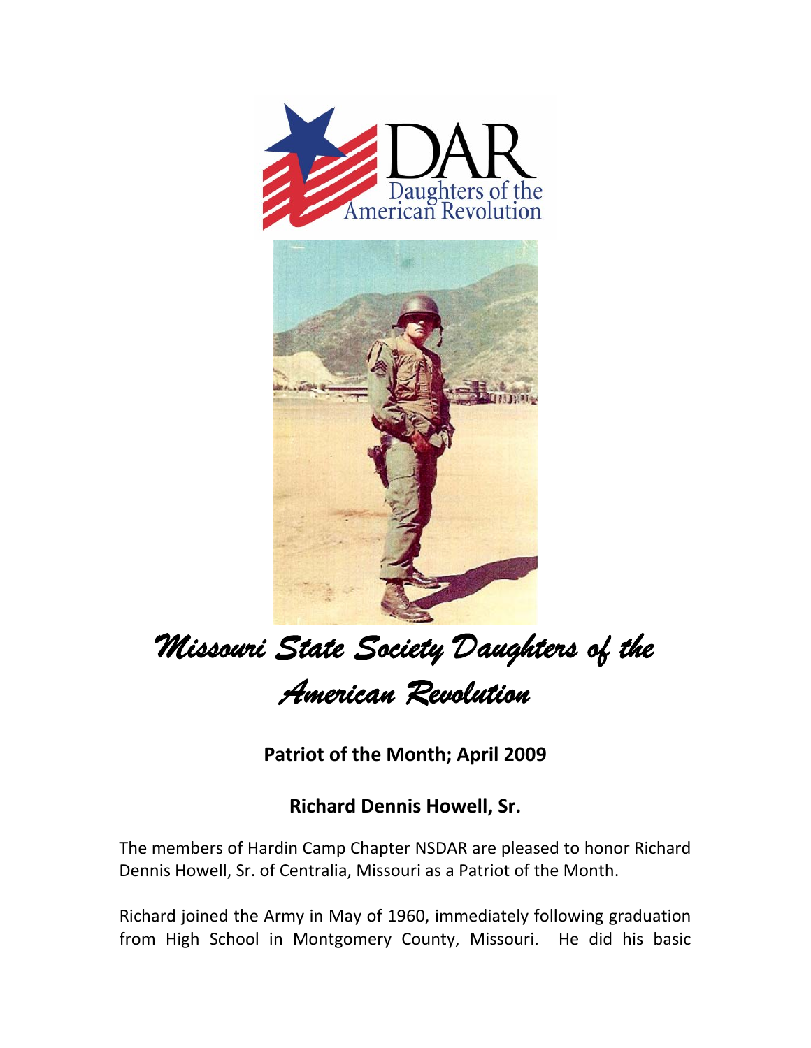# Missouri State Society Daughters of the American Revolution

**Patriot of the Month; April 2009**

**Richard Dennis Howell, Sr.**

The members of Hardin Camp Chapter NSDAR are pleased to honor Richard Dennis Howell, Sr. of Centralia, Missouri as a Patriot of the Month.

Richard joined the Army in May of 1960, immediately following graduation from High School in Montgomery County, Missouri. He did his basic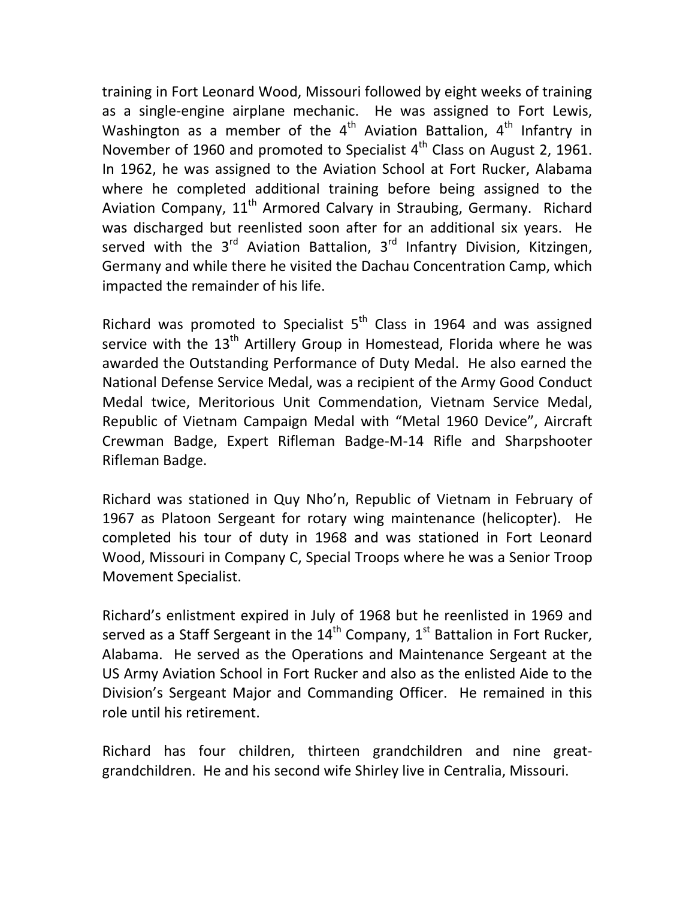training in Fort Leonard Wood, Missouri followed by eight weeks of training as a single-engine airplane mechanic. He was assigned to Fort Lewis, Washington as a member of the 4th Aviation Battalion, 4th Infantry in November of 1960 and promoted to Specialist 4th Class on August 2, 1961. In 1962, he was assigned to the Aviation School at Fort Rucker, Alabama where he completed additional training before being assigned to the Aviation Company, 11th Armored Calvary in Straubing, Germany. Richard was discharged but reenlisted soon after for an additional six years. He served with the 3rd Aviation Battalion, 3rd Infantry Division, Kitzingen, Germany and while there he visited the Dachau Concentration Camp, which impacted the remainder of his life.

Richard was promoted to Specialist 5th Class in 1964 and was assigned service with the 13th Artillery Group in Homestead, Florida where he was awarded the Outstanding Performance of Duty Medal. He also earned the National Defense Service Medal, was a recipient of the Army Good Conduct Medal twice, Meritorious Unit Commendation, Vietnam Service Medal, Republic of Vietnam Campaign Medal with "Metal 1960 Device", Aircraft Crewman Badge, Expert Rifleman Badge-M-14 Rifle and Sharpshooter Rifleman Badge.

Richard was stationed in Quy Nho'n, Republic of Vietnam in February of 1967 as Platoon Sergeant for rotary wing maintenance (helicopter). He completed his tour of duty in 1968 and was stationed in Fort Leonard Wood, Missouri in Company C, Special Troops where he was a Senior Troop Movement Specialist.

Richard's enlistment expired in July of 1968 but he reenlisted in 1969 and served as a Staff Sergeant in the 14th Company, 1st Battalion in Fort Rucker, Alabama. He served as the Operations and Maintenance Sergeant at the US Army Aviation School in Fort Rucker and also as the enlisted Aide to the Division's Sergeant Major and Commanding Officer. He remained in this role until his retirement.

Richard has four children, thirteen grandchildren and nine great-grandchildren. He and his second wife Shirley live in Centralia, Missouri.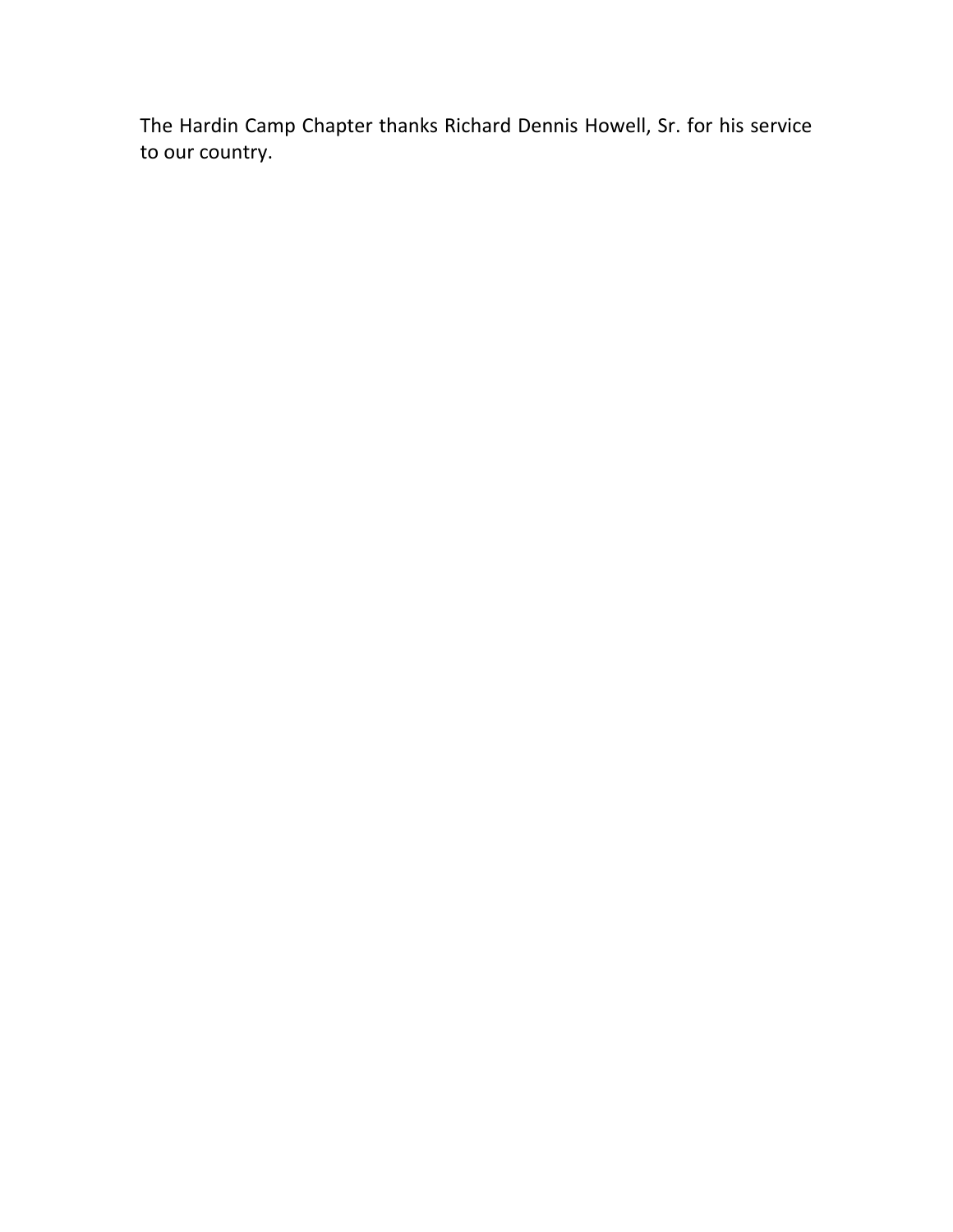The Hardin Camp Chapter thanks Richard Dennis Howell, Sr. for his service to our country.